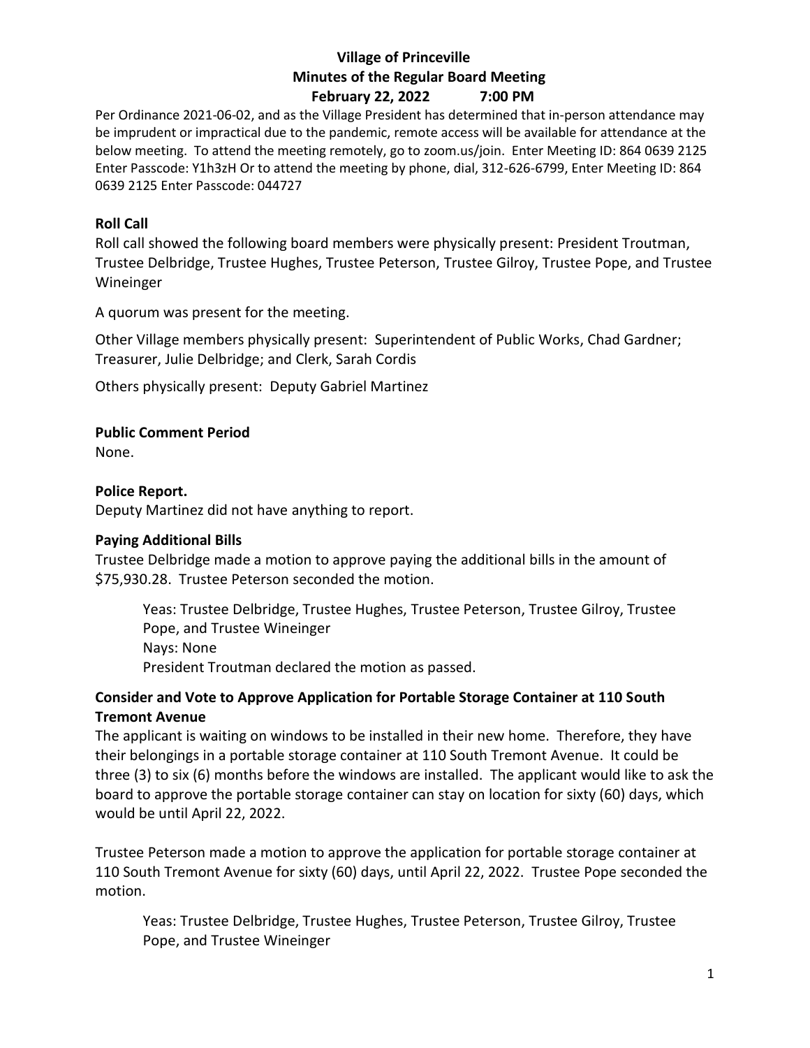# Village of Princeville

## Minutes of the Regular Board Meeting

## February 22, 2022 7:00 PM

Per Ordinance 2021-06-02, and as the Village President has determined that in-person attendance may be imprudent or impractical due to the pandemic, remote access will be available for attendance at the below meeting. To attend the meeting remotely, go to zoom.us/join. Enter Meeting ID: 864 0639 2125 Enter Passcode: Y1h3zH Or to attend the meeting by phone, dial, 312-626-6799, Enter Meeting ID: 864 0639 2125 Enter Passcode: 044727

**Roll Call**

Roll call showed the following board members were physically present: President Troutman, Trustee Delbridge, Trustee Hughes, Trustee Peterson, Trustee Gilroy, Trustee Pope, and Trustee Wineinger

A quorum was present for the meeting.

Other Village members physically present: Superintendent of Public Works, Chad Gardner; Treasurer, Julie Delbridge; and Clerk, Sarah Cordis

Others physically present: Deputy Gabriel Martinez

**Public Comment Period**

None.

**Police Report.**

Deputy Martinez did not have anything to report.

**Paying Additional Bills**

Trustee Delbridge made a motion to approve paying the additional bills in the amount of $75,930.28. Trustee Peterson seconded the motion.

> Yeas: Trustee Delbridge, Trustee Hughes, Trustee Peterson, Trustee Gilroy, Trustee Pope, and Trustee Wineinger
> Nays: None
> President Troutman declared the motion as passed.

**Consider and Vote to Approve Application for Portable Storage Container at 110 South Tremont Avenue**

The applicant is waiting on windows to be installed in their new home. Therefore, they have their belongings in a portable storage container at 110 South Tremont Avenue. It could be three (3) to six (6) months before the windows are installed. The applicant would like to ask the board to approve the portable storage container can stay on location for sixty (60) days, which would be until April 22, 2022.

Trustee Peterson made a motion to approve the application for portable storage container at 110 South Tremont Avenue for sixty (60) days, until April 22, 2022. Trustee Pope seconded the motion.

> Yeas: Trustee Delbridge, Trustee Hughes, Trustee Peterson, Trustee Gilroy, Trustee Pope, and Trustee Wineinger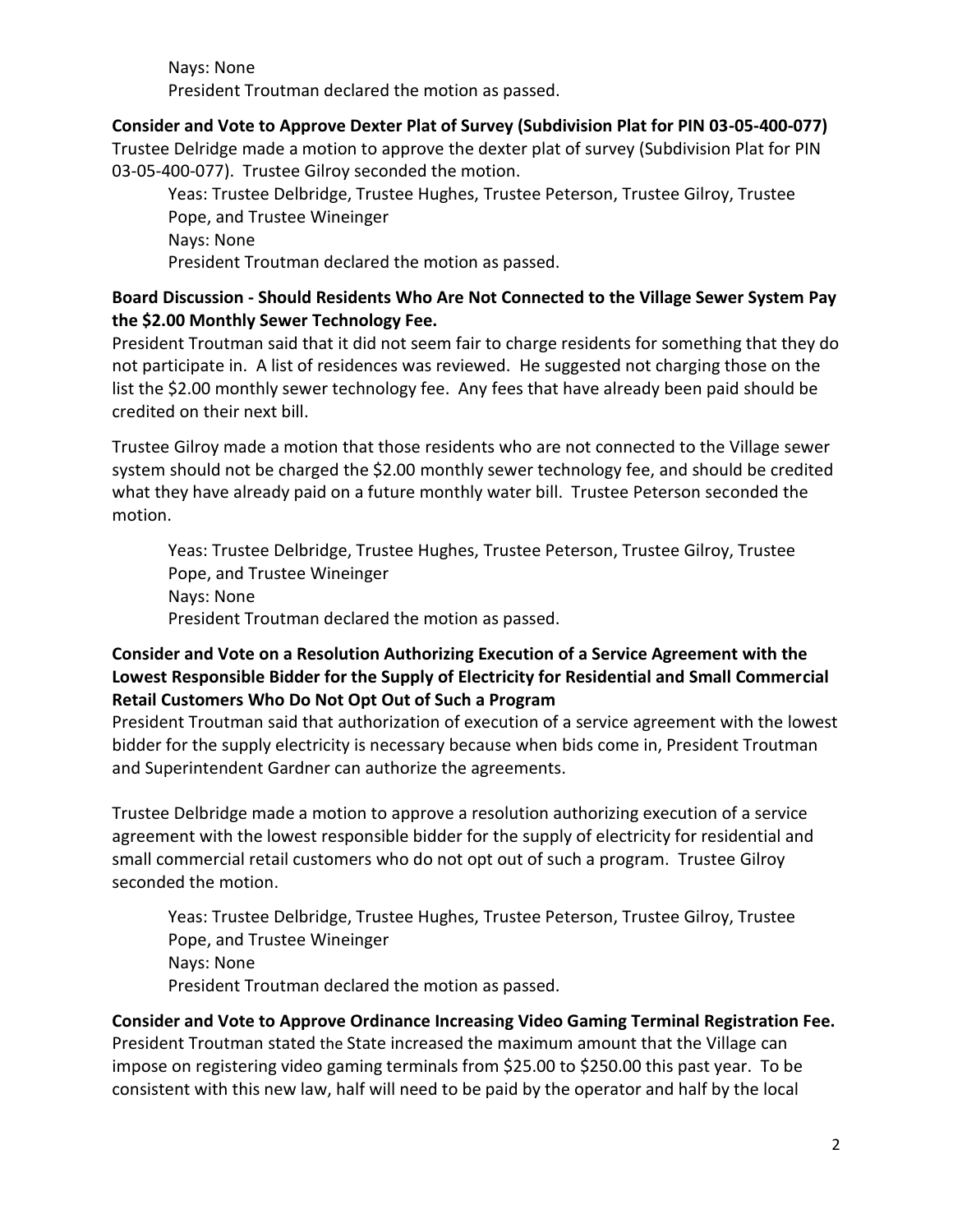Nays: None
President Troutman declared the motion as passed.

**Consider and Vote to Approve Dexter Plat of Survey (Subdivision Plat for PIN 03-05-400-077)**
Trustee Delridge made a motion to approve the dexter plat of survey (Subdivision Plat for PIN 03-05-400-077). Trustee Gilroy seconded the motion.

Yeas: Trustee Delbridge, Trustee Hughes, Trustee Peterson, Trustee Gilroy, Trustee Pope, and Trustee Wineinger
Nays: None
President Troutman declared the motion as passed.

**Board Discussion - Should Residents Who Are Not Connected to the Village Sewer System Pay the $2.00 Monthly Sewer Technology Fee.**
President Troutman said that it did not seem fair to charge residents for something that they do not participate in. A list of residences was reviewed. He suggested not charging those on the list the $2.00 monthly sewer technology fee. Any fees that have already been paid should be credited on their next bill.

Trustee Gilroy made a motion that those residents who are not connected to the Village sewer system should not be charged the $2.00 monthly sewer technology fee, and should be credited what they have already paid on a future monthly water bill. Trustee Peterson seconded the motion.

Yeas: Trustee Delbridge, Trustee Hughes, Trustee Peterson, Trustee Gilroy, Trustee Pope, and Trustee Wineinger
Nays: None
President Troutman declared the motion as passed.

**Consider and Vote on a Resolution Authorizing Execution of a Service Agreement with the Lowest Responsible Bidder for the Supply of Electricity for Residential and Small Commercial Retail Customers Who Do Not Opt Out of Such a Program**
President Troutman said that authorization of execution of a service agreement with the lowest bidder for the supply electricity is necessary because when bids come in, President Troutman and Superintendent Gardner can authorize the agreements.

Trustee Delbridge made a motion to approve a resolution authorizing execution of a service agreement with the lowest responsible bidder for the supply of electricity for residential and small commercial retail customers who do not opt out of such a program. Trustee Gilroy seconded the motion.

Yeas: Trustee Delbridge, Trustee Hughes, Trustee Peterson, Trustee Gilroy, Trustee Pope, and Trustee Wineinger
Nays: None
President Troutman declared the motion as passed.

**Consider and Vote to Approve Ordinance Increasing Video Gaming Terminal Registration Fee.**
President Troutman stated the State increased the maximum amount that the Village can impose on registering video gaming terminals from $25.00 to $250.00 this past year. To be consistent with this new law, half will need to be paid by the operator and half by the local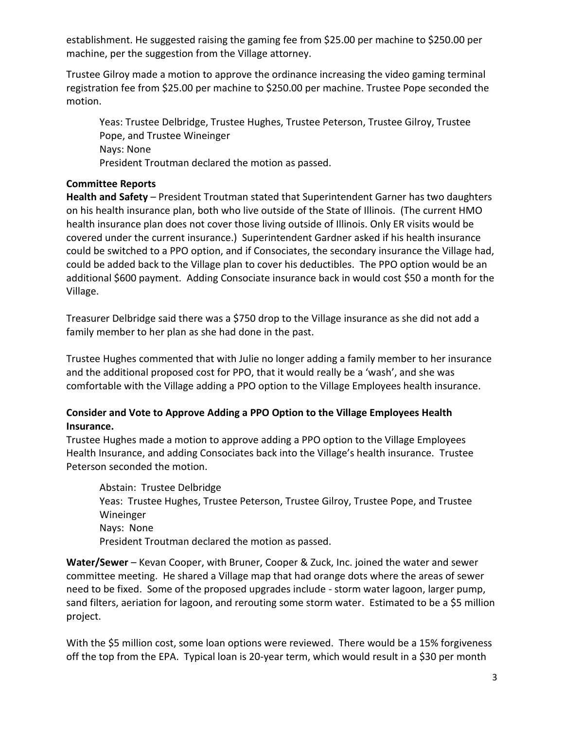establishment. He suggested raising the gaming fee from $25.00 per machine to $250.00 per machine, per the suggestion from the Village attorney.

Trustee Gilroy made a motion to approve the ordinance increasing the video gaming terminal registration fee from $25.00 per machine to $250.00 per machine. Trustee Pope seconded the motion.

> Yeas: Trustee Delbridge, Trustee Hughes, Trustee Peterson, Trustee Gilroy, Trustee Pope, and Trustee Wineinger
> Nays: None
> President Troutman declared the motion as passed.

**Committee Reports**

**Health and Safety** – President Troutman stated that Superintendent Garner has two daughters on his health insurance plan, both who live outside of the State of Illinois. (The current HMO health insurance plan does not cover those living outside of Illinois. Only ER visits would be covered under the current insurance.) Superintendent Gardner asked if his health insurance could be switched to a PPO option, and if Consociates, the secondary insurance the Village had, could be added back to the Village plan to cover his deductibles. The PPO option would be an additional $600 payment. Adding Consociate insurance back in would cost $50 a month for the Village.

Treasurer Delbridge said there was a $750 drop to the Village insurance as she did not add a family member to her plan as she had done in the past.

Trustee Hughes commented that with Julie no longer adding a family member to her insurance and the additional proposed cost for PPO, that it would really be a 'wash', and she was comfortable with the Village adding a PPO option to the Village Employees health insurance.

**Consider and Vote to Approve Adding a PPO Option to the Village Employees Health Insurance.**

Trustee Hughes made a motion to approve adding a PPO option to the Village Employees Health Insurance, and adding Consociates back into the Village's health insurance. Trustee Peterson seconded the motion.

> Abstain: Trustee Delbridge
> Yeas: Trustee Hughes, Trustee Peterson, Trustee Gilroy, Trustee Pope, and Trustee Wineinger
> Nays: None
> President Troutman declared the motion as passed.

**Water/Sewer** – Kevan Cooper, with Bruner, Cooper & Zuck, Inc. joined the water and sewer committee meeting. He shared a Village map that had orange dots where the areas of sewer need to be fixed. Some of the proposed upgrades include - storm water lagoon, larger pump, sand filters, aeriation for lagoon, and rerouting some storm water. Estimated to be a $5 million project.

With the $5 million cost, some loan options were reviewed. There would be a 15% forgiveness off the top from the EPA. Typical loan is 20-year term, which would result in a $30 per month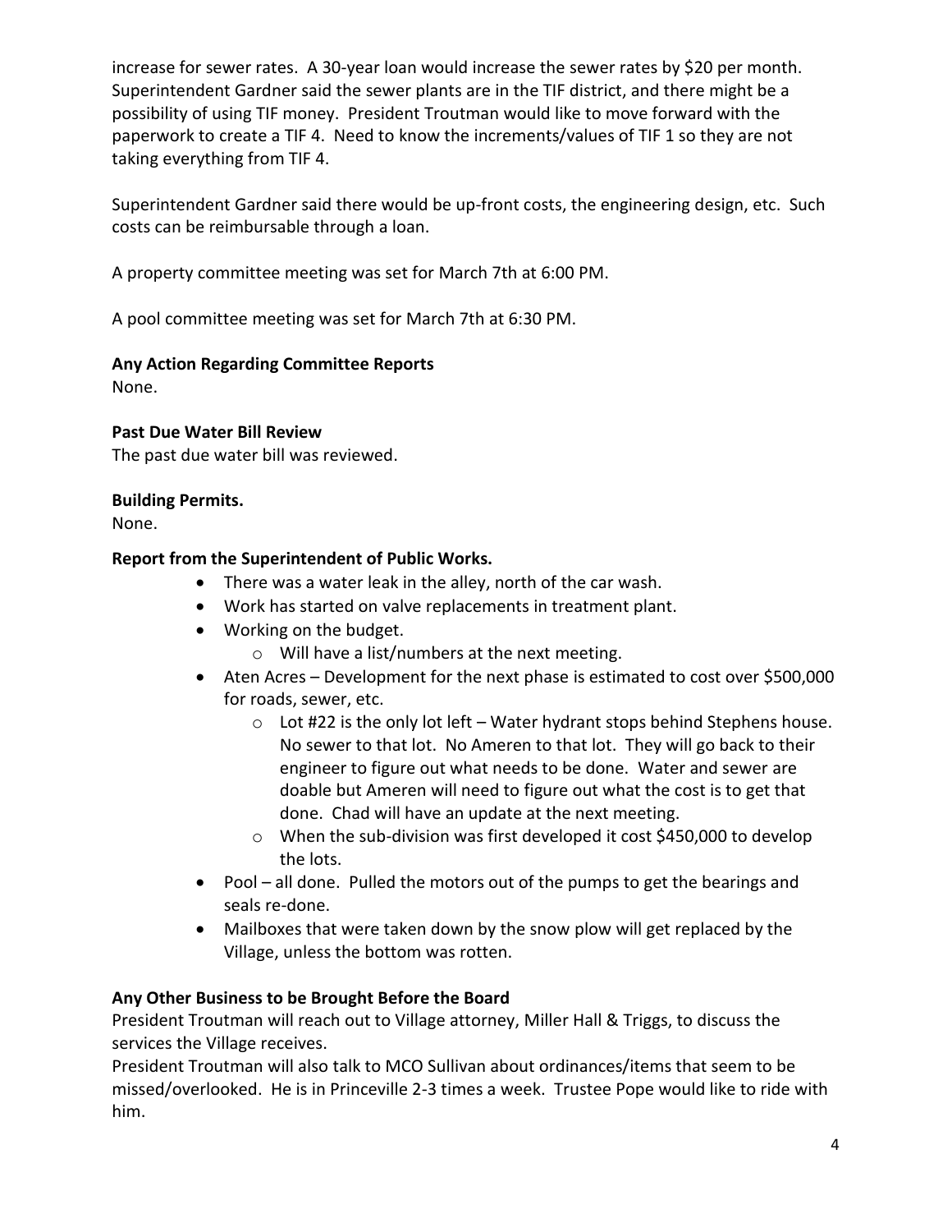increase for sewer rates. A 30-year loan would increase the sewer rates by $20 per month. Superintendent Gardner said the sewer plants are in the TIF district, and there might be a possibility of using TIF money. President Troutman would like to move forward with the paperwork to create a TIF 4. Need to know the increments/values of TIF 1 so they are not taking everything from TIF 4.

Superintendent Gardner said there would be up-front costs, the engineering design, etc. Such costs can be reimbursable through a loan.

A property committee meeting was set for March 7th at 6:00 PM.

A pool committee meeting was set for March 7th at 6:30 PM.

**Any Action Regarding Committee Reports**
None.

**Past Due Water Bill Review**
The past due water bill was reviewed.

**Building Permits.**
None.

**Report from the Superintendent of Public Works.**

- There was a water leak in the alley, north of the car wash.
- Work has started on valve replacements in treatment plant.
- Working on the budget.
    - Will have a list/numbers at the next meeting.
- Aten Acres – Development for the next phase is estimated to cost over $500,000 for roads, sewer, etc.
    - Lot #22 is the only lot left – Water hydrant stops behind Stephens house. No sewer to that lot. No Ameren to that lot. They will go back to their engineer to figure out what needs to be done. Water and sewer are doable but Ameren will need to figure out what the cost is to get that done. Chad will have an update at the next meeting.
    - When the sub-division was first developed it cost $450,000 to develop the lots.
- Pool – all done. Pulled the motors out of the pumps to get the bearings and seals re-done.
- Mailboxes that were taken down by the snow plow will get replaced by the Village, unless the bottom was rotten.

**Any Other Business to be Brought Before the Board**
President Troutman will reach out to Village attorney, Miller Hall & Triggs, to discuss the services the Village receives.
President Troutman will also talk to MCO Sullivan about ordinances/items that seem to be missed/overlooked. He is in Princeville 2-3 times a week. Trustee Pope would like to ride with him.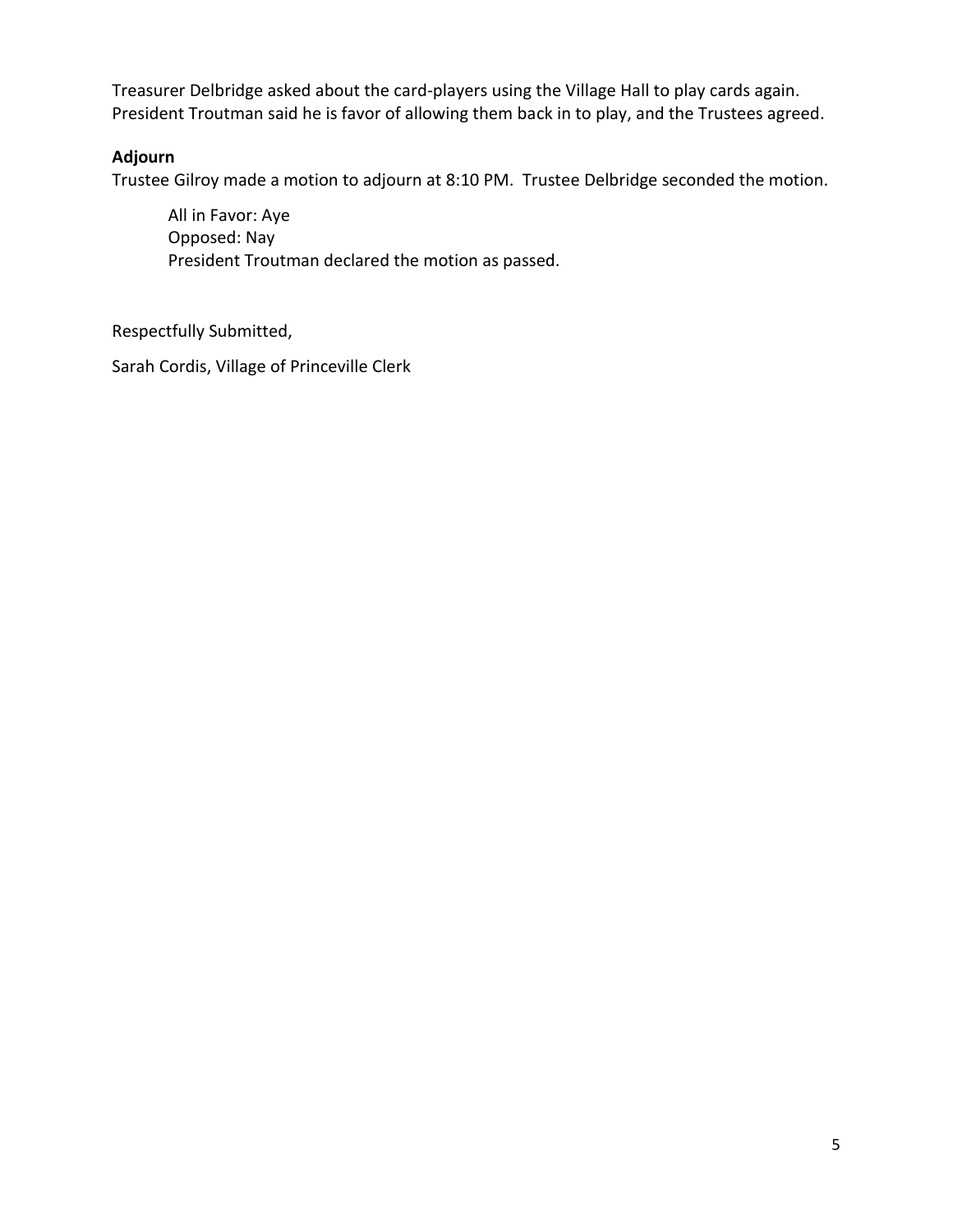Treasurer Delbridge asked about the card-players using the Village Hall to play cards again. President Troutman said he is favor of allowing them back in to play, and the Trustees agreed.

**Adjourn**

Trustee Gilroy made a motion to adjourn at 8:10 PM. Trustee Delbridge seconded the motion.

> All in Favor: Aye
> Opposed: Nay
> President Troutman declared the motion as passed.

Respectfully Submitted,

Sarah Cordis, Village of Princeville Clerk